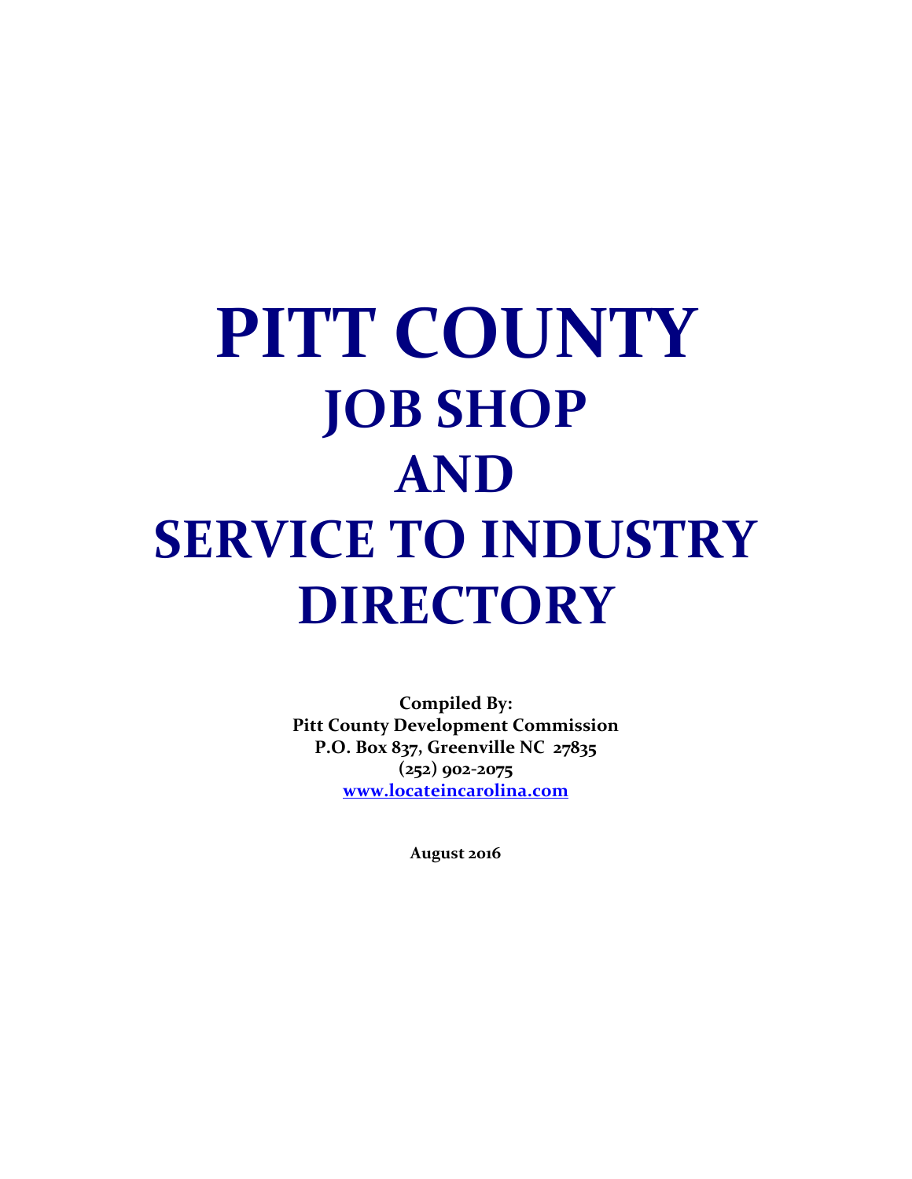# PITT COUNTY
## JOB SHOP
## AND
## SERVICE TO INDUSTRY
## DIRECTORY

**Compiled By:**
**Pitt County Development Commission**
**P.O. Box 837, Greenville NC 27835**
**(252) 902-2075**
**www.locateincarolina.com**

**August 2016**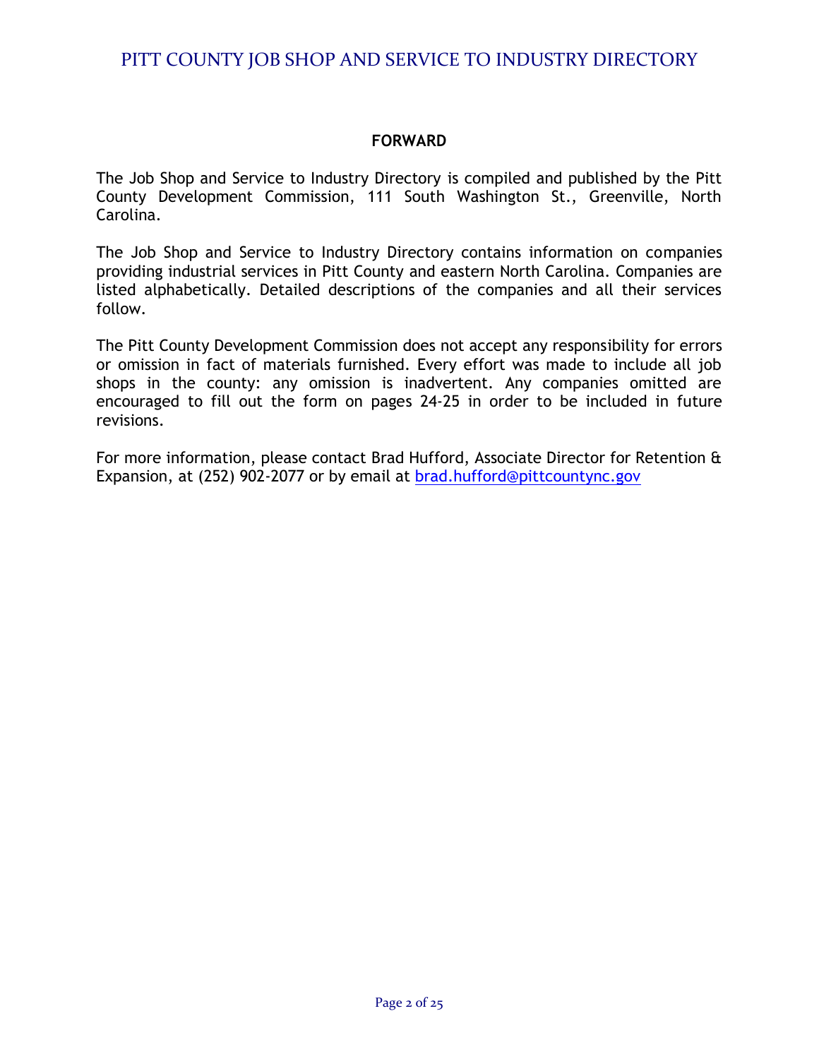## FORWARD

The Job Shop and Service to Industry Directory is compiled and published by the Pitt County Development Commission, 111 South Washington St., Greenville, North Carolina.

The Job Shop and Service to Industry Directory contains information on companies providing industrial services in Pitt County and eastern North Carolina. Companies are listed alphabetically. Detailed descriptions of the companies and all their services follow.

The Pitt County Development Commission does not accept any responsibility for errors or omission in fact of materials furnished. Every effort was made to include all job shops in the county: any omission is inadvertent. Any companies omitted are encouraged to fill out the form on pages 24-25 in order to be included in future revisions.

For more information, please contact Brad Hufford, Associate Director for Retention & Expansion, at (252) 902-2077 or by email at brad.hufford@pittcountync.gov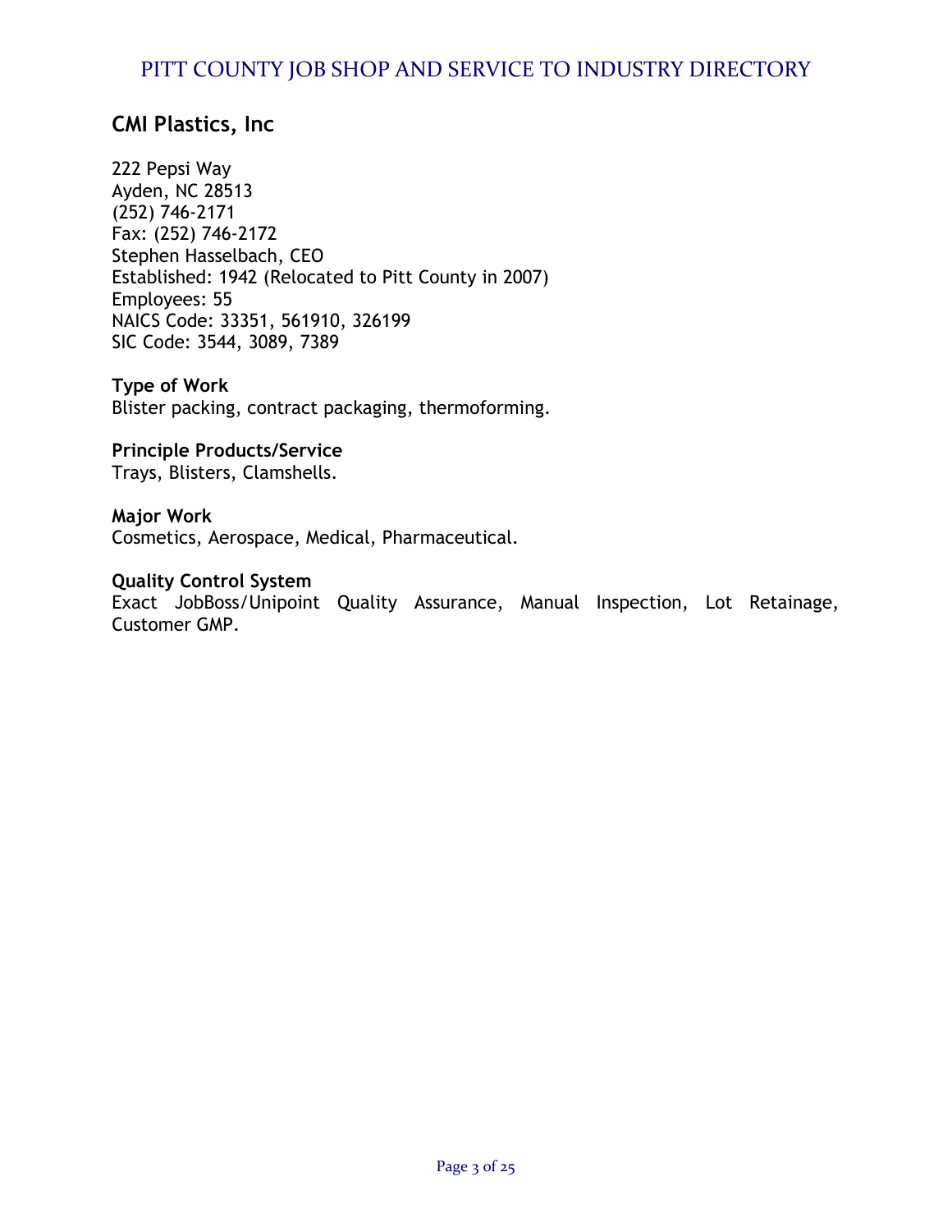## CMI Plastics, Inc

222 Pepsi Way
Ayden, NC 28513
(252) 746-2171
Fax: (252) 746-2172
Stephen Hasselbach, CEO
Established: 1942 (Relocated to Pitt County in 2007)
Employees: 55
NAICS Code: 33351, 561910, 326199
SIC Code: 3544, 3089, 7389

**Type of Work**
Blister packing, contract packaging, thermoforming.

**Principle Products/Service**
Trays, Blisters, Clamshells.

**Major Work**
Cosmetics, Aerospace, Medical, Pharmaceutical.

**Quality Control System**
Exact JobBoss/Unipoint Quality Assurance, Manual Inspection, Lot Retainage, Customer GMP.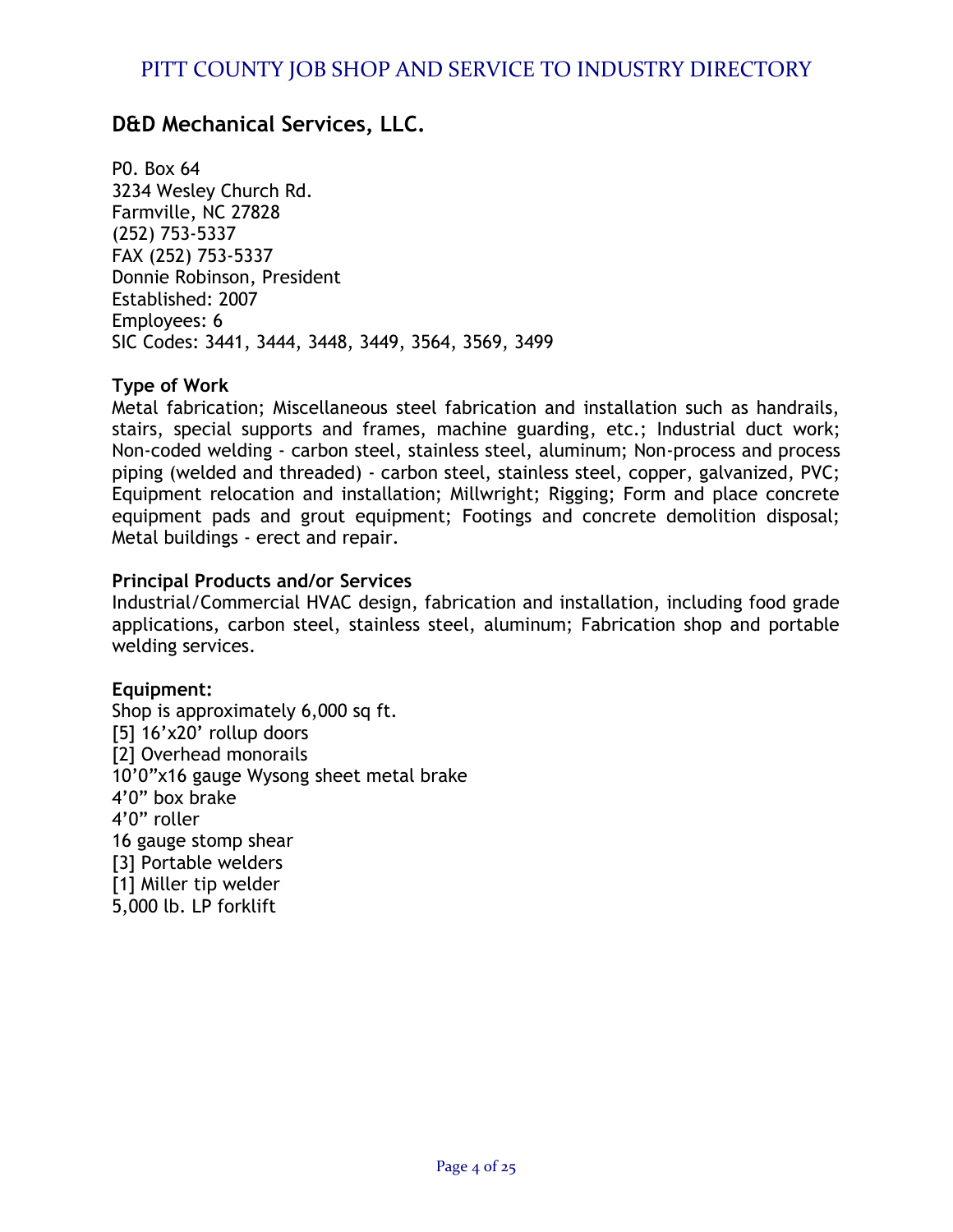## D&D Mechanical Services, LLC.

P0. Box 64
3234 Wesley Church Rd.
Farmville, NC 27828
(252) 753-5337
FAX (252) 753-5337
Donnie Robinson, President
Established: 2007
Employees: 6
SIC Codes: 3441, 3444, 3448, 3449, 3564, 3569, 3499

**Type of Work**

Metal fabrication; Miscellaneous steel fabrication and installation such as handrails, stairs, special supports and frames, machine guarding, etc.; Industrial duct work; Non-coded welding - carbon steel, stainless steel, aluminum; Non-process and process piping (welded and threaded) - carbon steel, stainless steel, copper, galvanized, PVC; Equipment relocation and installation; Millwright; Rigging; Form and place concrete equipment pads and grout equipment; Footings and concrete demolition disposal; Metal buildings - erect and repair.

**Principal Products and/or Services**

Industrial/Commercial HVAC design, fabrication and installation, including food grade applications, carbon steel, stainless steel, aluminum; Fabrication shop and portable welding services.

**Equipment:**

Shop is approximately 6,000 sq ft.
[5] 16'x20' rollup doors
[2] Overhead monorails
10'0"x16 gauge Wysong sheet metal brake
4'0" box brake
4'0" roller
16 gauge stomp shear
[3] Portable welders
[1] Miller tip welder
5,000 lb. LP forklift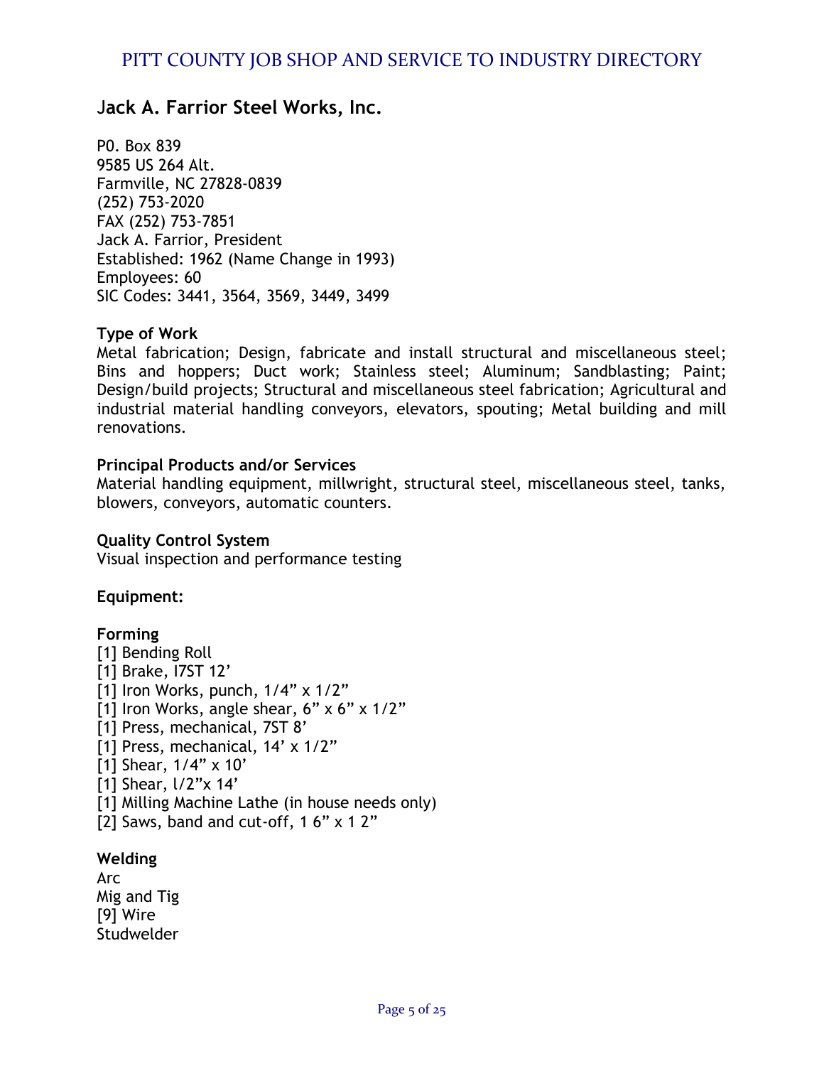## Jack A. Farrior Steel Works, Inc.

P0. Box 839
9585 US 264 Alt.
Farmville, NC 27828-0839
(252) 753-2020
FAX (252) 753-7851
Jack A. Farrior, President
Established: 1962 (Name Change in 1993)
Employees: 60
SIC Codes: 3441, 3564, 3569, 3449, 3499

**Type of Work**
Metal fabrication; Design, fabricate and install structural and miscellaneous steel; Bins and hoppers; Duct work; Stainless steel; Aluminum; Sandblasting; Paint; Design/build projects; Structural and miscellaneous steel fabrication; Agricultural and industrial material handling conveyors, elevators, spouting; Metal building and mill renovations.

**Principal Products and/or Services**
Material handling equipment, millwright, structural steel, miscellaneous steel, tanks, blowers, conveyors, automatic counters.

**Quality Control System**
Visual inspection and performance testing

**Equipment:**

**Forming**
[1] Bending Roll
[1] Brake, I7ST 12’
[1] Iron Works, punch, 1/4” x 1/2”
[1] Iron Works, angle shear, 6” x 6” x 1/2”
[1] Press, mechanical, 7ST 8’
[1] Press, mechanical, 14’ x 1/2”
[1] Shear, 1/4” x 10’
[1] Shear, l/2”x 14’
[1] Milling Machine Lathe (in house needs only)
[2] Saws, band and cut-off, 1 6” x 1 2”

**Welding**
Arc
Mig and Tig
[9] Wire
Studwelder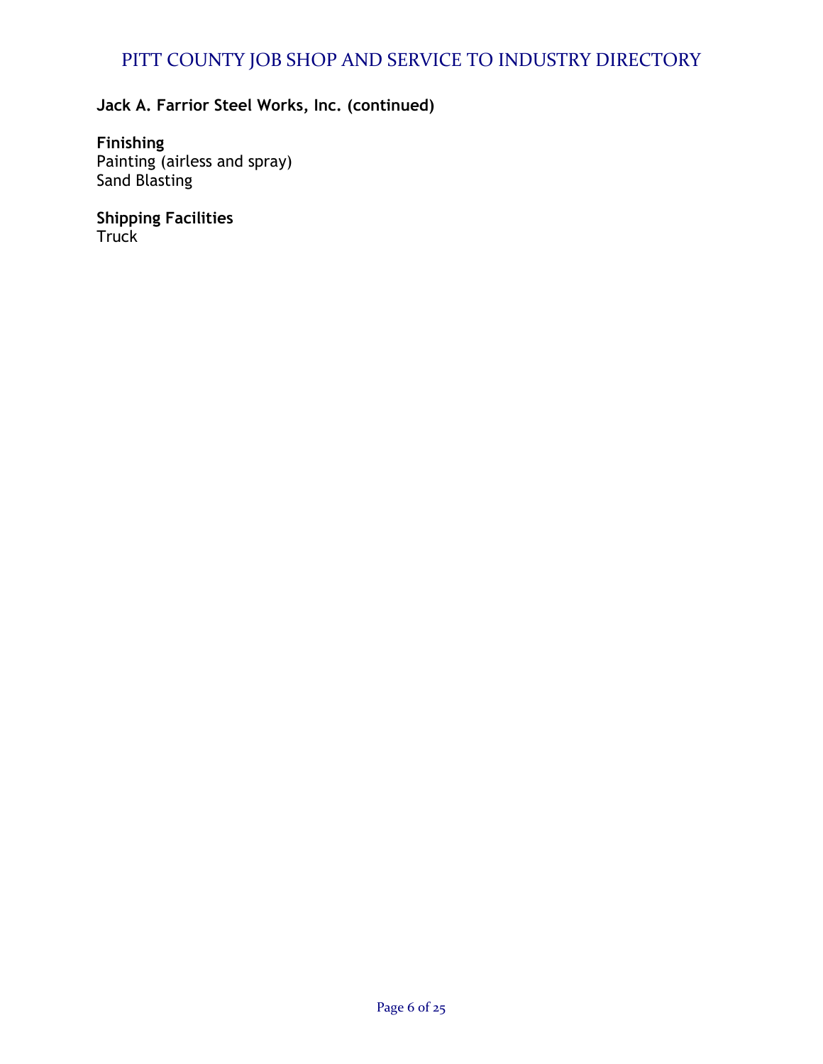**Jack A. Farrior Steel Works, Inc. (continued)**

**Finishing**
Painting (airless and spray)
Sand Blasting

**Shipping Facilities**
Truck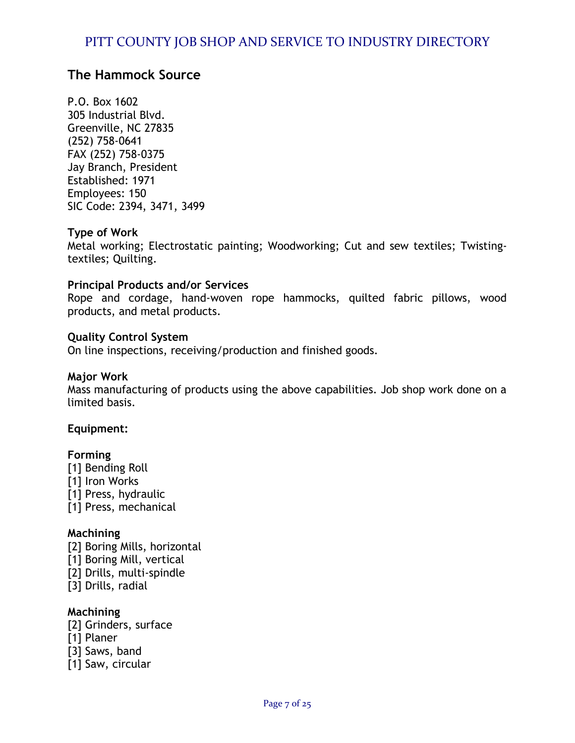## The Hammock Source

P.O. Box 1602
305 Industrial Blvd.
Greenville, NC 27835
(252) 758-0641
FAX (252) 758-0375
Jay Branch, President
Established: 1971
Employees: 150
SIC Code: 2394, 3471, 3499

**Type of Work**
Metal working; Electrostatic painting; Woodworking; Cut and sew textiles; Twisting-textiles; Quilting.

**Principal Products and/or Services**
Rope and cordage, hand-woven rope hammocks, quilted fabric pillows, wood products, and metal products.

**Quality Control System**
On line inspections, receiving/production and finished goods.

**Major Work**
Mass manufacturing of products using the above capabilities. Job shop work done on a limited basis.

**Equipment:**

**Forming**
[1] Bending Roll
[1] Iron Works
[1] Press, hydraulic
[1] Press, mechanical

**Machining**
[2] Boring Mills, horizontal
[1] Boring Mill, vertical
[2] Drills, multi-spindle
[3] Drills, radial

**Machining**
[2] Grinders, surface
[1] Planer
[3] Saws, band
[1] Saw, circular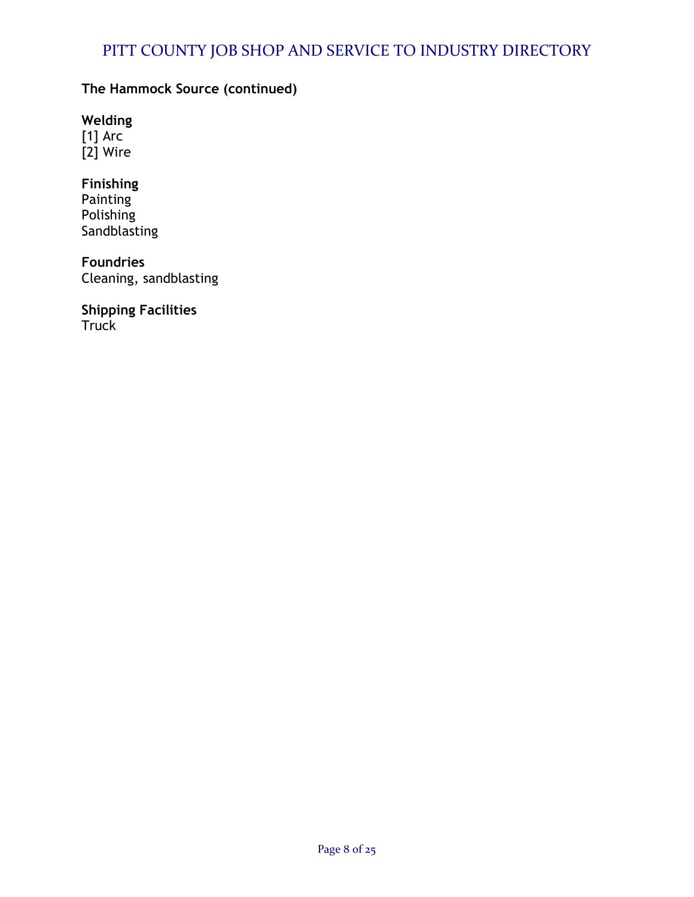**The Hammock Source (continued)**

**Welding**
[1] Arc
[2] Wire

**Finishing**
Painting
Polishing
Sandblasting

**Foundries**
Cleaning, sandblasting

**Shipping Facilities**
Truck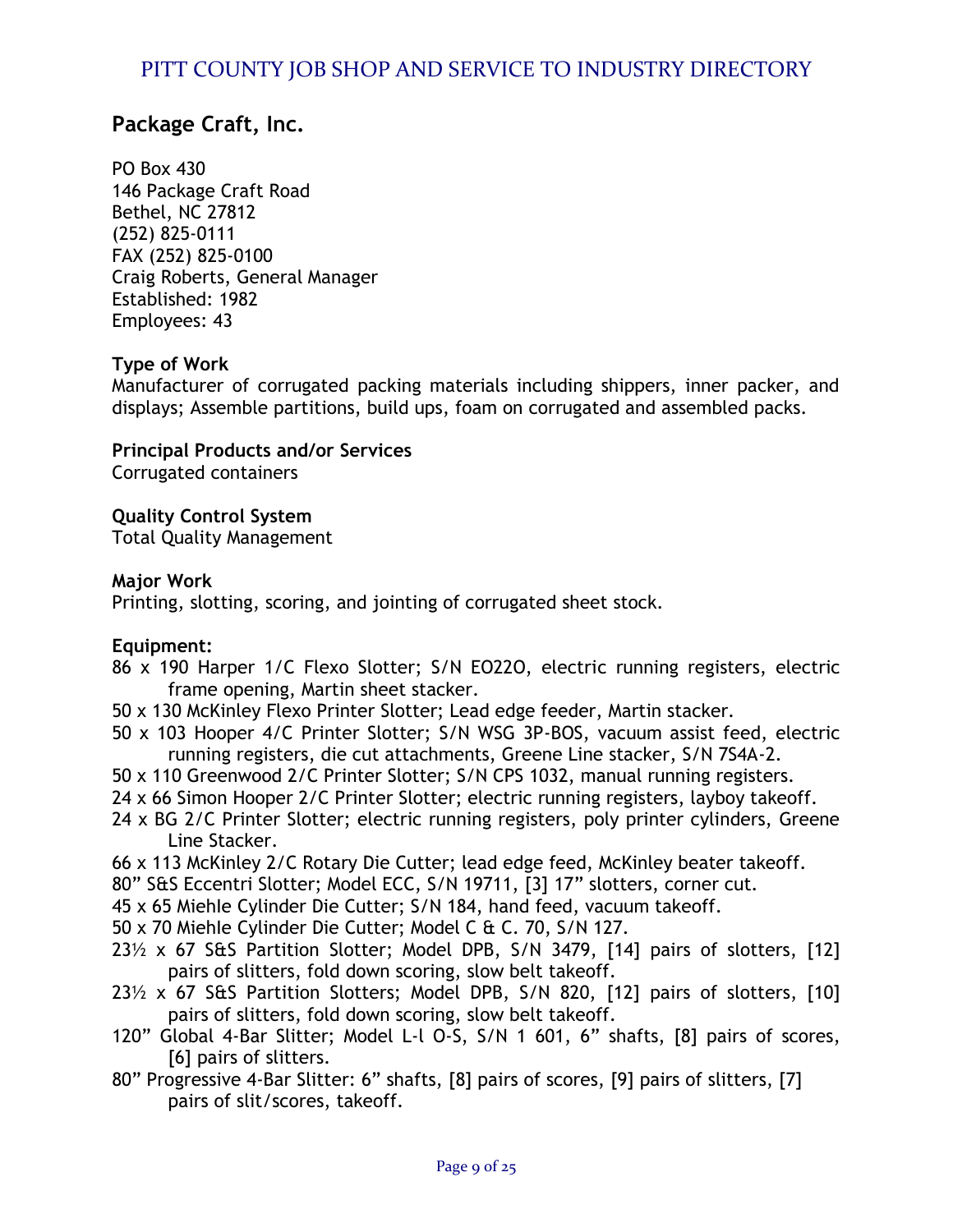## Package Craft, Inc.

PO Box 430
146 Package Craft Road
Bethel, NC 27812
(252) 825-0111
FAX (252) 825-0100
Craig Roberts, General Manager
Established: 1982
Employees: 43

**Type of Work**
Manufacturer of corrugated packing materials including shippers, inner packer, and displays; Assemble partitions, build ups, foam on corrugated and assembled packs.

**Principal Products and/or Services**
Corrugated containers

**Quality Control System**
Total Quality Management

**Major Work**
Printing, slotting, scoring, and jointing of corrugated sheet stock.

**Equipment:**

- 86 x 190 Harper 1/C Flexo Slotter; S/N EO22O, electric running registers, electric frame opening, Martin sheet stacker.
- 50 x 130 McKinley Flexo Printer Slotter; Lead edge feeder, Martin stacker.
- 50 x 103 Hooper 4/C Printer Slotter; S/N WSG 3P-BOS, vacuum assist feed, electric running registers, die cut attachments, Greene Line stacker, S/N 7S4A-2.
- 50 x 110 Greenwood 2/C Printer Slotter; S/N CPS 1032, manual running registers.
- 24 x 66 Simon Hooper 2/C Printer Slotter; electric running registers, layboy takeoff.
- 24 x BG 2/C Printer Slotter; electric running registers, poly printer cylinders, Greene Line Stacker.
- 66 x 113 McKinley 2/C Rotary Die Cutter; lead edge feed, McKinley beater takeoff.
- 80" S&S Eccentri Slotter; Model ECC, S/N 19711, [3] 17" slotters, corner cut.
- 45 x 65 Miehle Cylinder Die Cutter; S/N 184, hand feed, vacuum takeoff.
- 50 x 70 Miehle Cylinder Die Cutter; Model C & C. 70, S/N 127.
- 23½ x 67 S&S Partition Slotter; Model DPB, S/N 3479, [14] pairs of slotters, [12] pairs of slitters, fold down scoring, slow belt takeoff.
- 23½ x 67 S&S Partition Slotters; Model DPB, S/N 820, [12] pairs of slotters, [10] pairs of slitters, fold down scoring, slow belt takeoff.
- 120" Global 4-Bar Slitter; Model L-l O-S, S/N 1 601, 6" shafts, [8] pairs of scores, [6] pairs of slitters.
- 80" Progressive 4-Bar Slitter: 6" shafts, [8] pairs of scores, [9] pairs of slitters, [7] pairs of slit/scores, takeoff.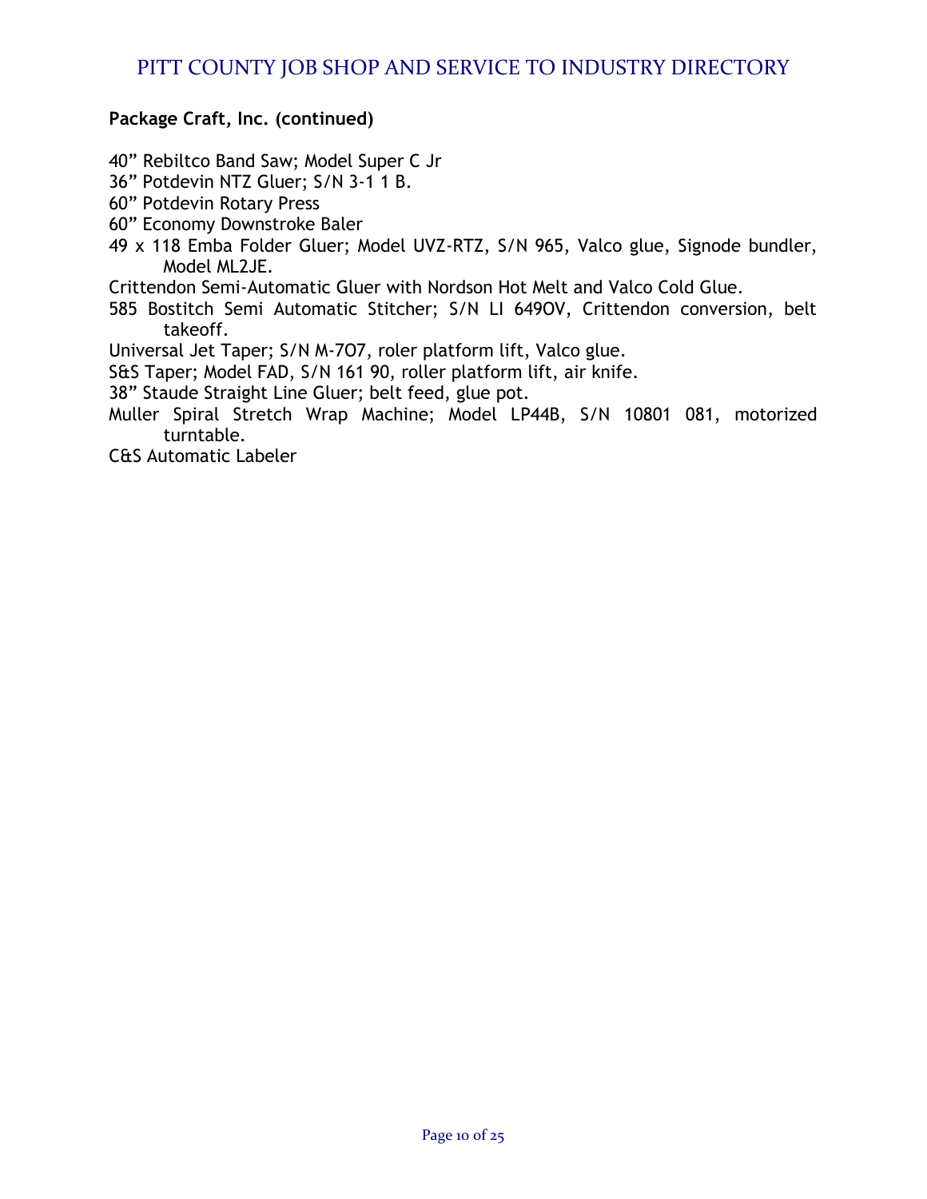**Package Craft, Inc. (continued)**

40” Rebiltco Band Saw; Model Super C Jr
36” Potdevin NTZ Gluer; S/N 3-1 1 B.
60” Potdevin Rotary Press
60” Economy Downstroke Baler
49 x 118 Emba Folder Gluer; Model UVZ-RTZ, S/N 965, Valco glue, Signode bundler, Model ML2JE.
Crittendon Semi-Automatic Gluer with Nordson Hot Melt and Valco Cold Glue.
585 Bostitch Semi Automatic Stitcher; S/N LI 649OV, Crittendon conversion, belt takeoff.
Universal Jet Taper; S/N M-7O7, roler platform lift, Valco glue.
S&S Taper; Model FAD, S/N 161 90, roller platform lift, air knife.
38” Staude Straight Line Gluer; belt feed, glue pot.
Muller Spiral Stretch Wrap Machine; Model LP44B, S/N 10801 081, motorized turntable.
C&S Automatic Labeler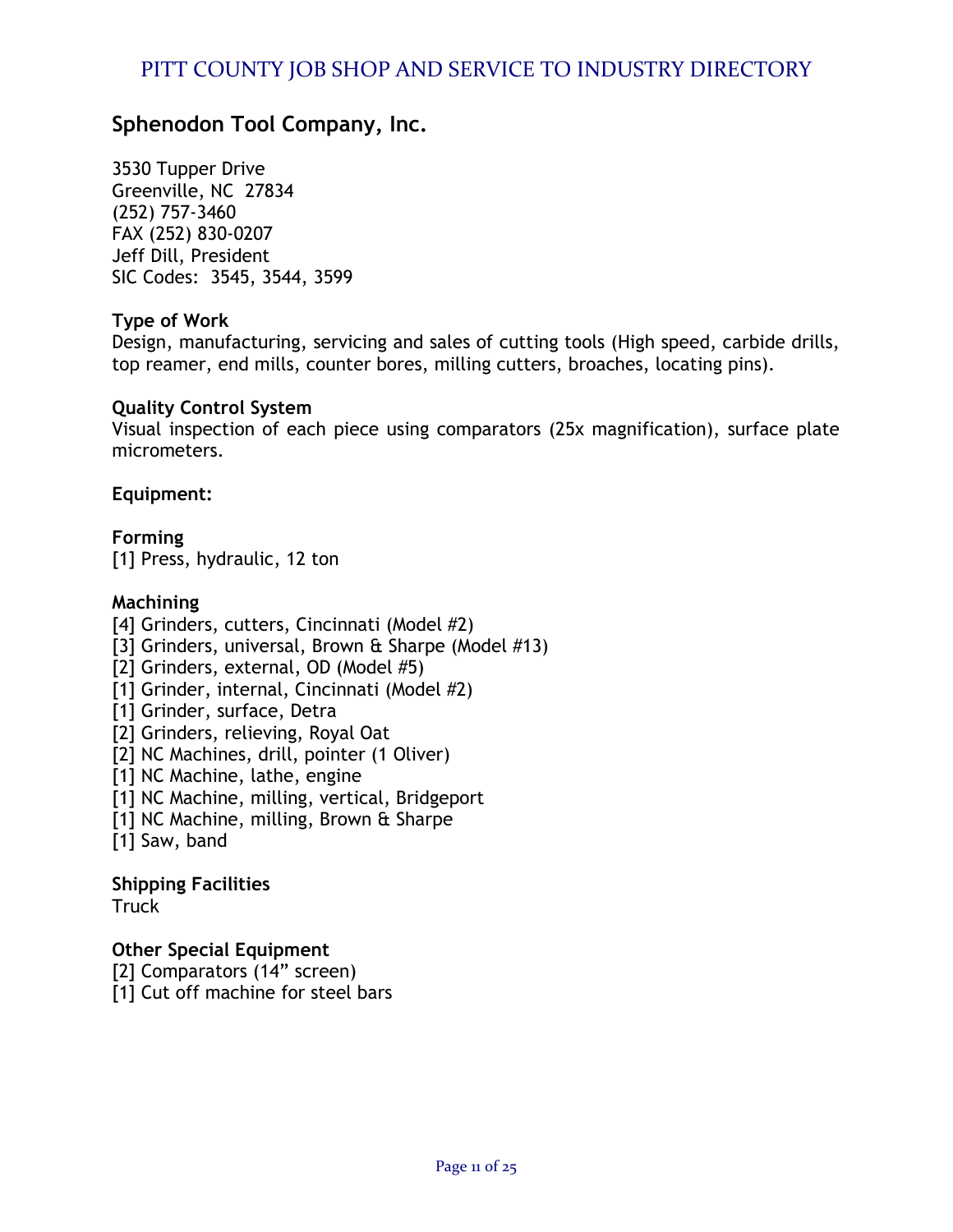## Sphenodon Tool Company, Inc.

3530 Tupper Drive
Greenville, NC 27834
(252) 757-3460
FAX (252) 830-0207
Jeff Dill, President
SIC Codes: 3545, 3544, 3599

**Type of Work**
Design, manufacturing, servicing and sales of cutting tools (High speed, carbide drills, top reamer, end mills, counter bores, milling cutters, broaches, locating pins).

**Quality Control System**
Visual inspection of each piece using comparators (25x magnification), surface plate micrometers.

**Equipment:**

**Forming**
[1] Press, hydraulic, 12 ton

**Machining**
[4] Grinders, cutters, Cincinnati (Model #2)
[3] Grinders, universal, Brown & Sharpe (Model #13)
[2] Grinders, external, OD (Model #5)
[1] Grinder, internal, Cincinnati (Model #2)
[1] Grinder, surface, Detra
[2] Grinders, relieving, Royal Oat
[2] NC Machines, drill, pointer (1 Oliver)
[1] NC Machine, lathe, engine
[1] NC Machine, milling, vertical, Bridgeport
[1] NC Machine, milling, Brown & Sharpe
[1] Saw, band

**Shipping Facilities**
Truck

**Other Special Equipment**
[2] Comparators (14" screen)
[1] Cut off machine for steel bars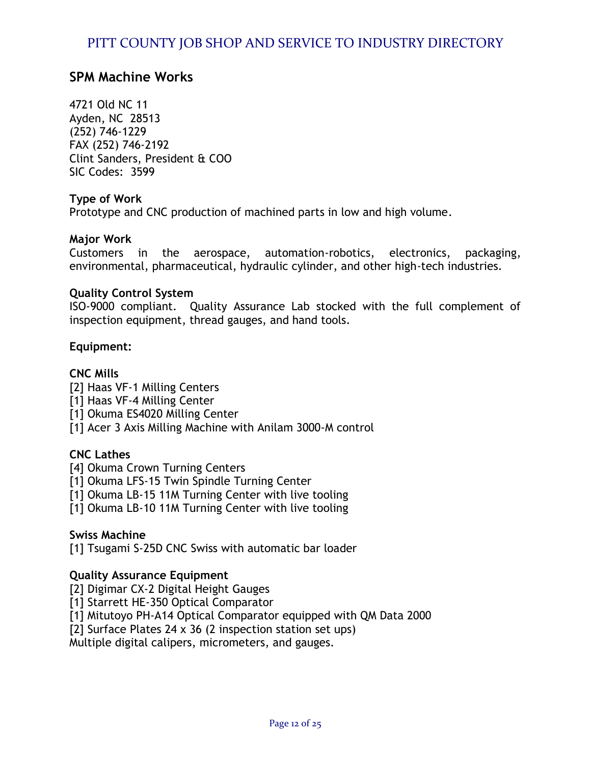## SPM Machine Works

4721 Old NC 11
Ayden, NC 28513
(252) 746-1229
FAX (252) 746-2192
Clint Sanders, President & COO
SIC Codes: 3599

**Type of Work**
Prototype and CNC production of machined parts in low and high volume.

**Major Work**
Customers in the aerospace, automation-robotics, electronics, packaging, environmental, pharmaceutical, hydraulic cylinder, and other high-tech industries.

**Quality Control System**
ISO-9000 compliant. Quality Assurance Lab stocked with the full complement of inspection equipment, thread gauges, and hand tools.

**Equipment:**

**CNC Mills**
[2] Haas VF-1 Milling Centers
[1] Haas VF-4 Milling Center
[1] Okuma ES4020 Milling Center
[1] Acer 3 Axis Milling Machine with Anilam 3000-M control

**CNC Lathes**
[4] Okuma Crown Turning Centers
[1] Okuma LFS-15 Twin Spindle Turning Center
[1] Okuma LB-15 11M Turning Center with live tooling
[1] Okuma LB-10 11M Turning Center with live tooling

**Swiss Machine**
[1] Tsugami S-25D CNC Swiss with automatic bar loader

**Quality Assurance Equipment**
[2] Digimar CX-2 Digital Height Gauges
[1] Starrett HE-350 Optical Comparator
[1] Mitutoyo PH-A14 Optical Comparator equipped with QM Data 2000
[2] Surface Plates 24 x 36 (2 inspection station set ups)
Multiple digital calipers, micrometers, and gauges.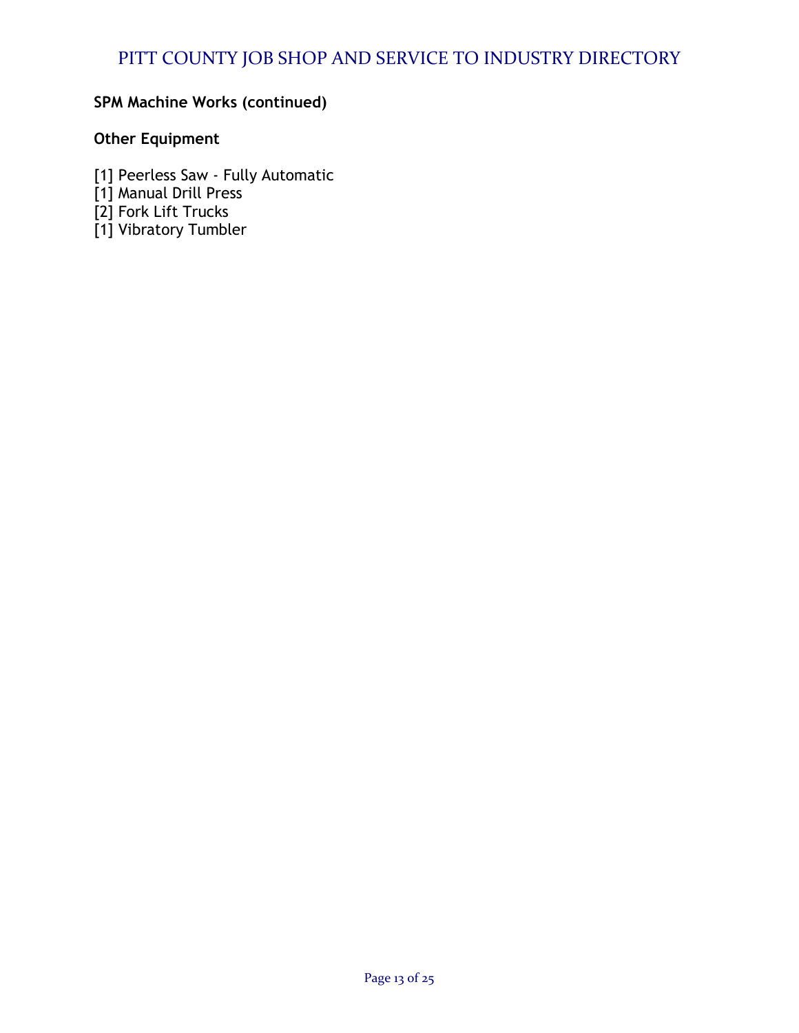**SPM Machine Works (continued)**

**Other Equipment**

[1] Peerless Saw - Fully Automatic
[1] Manual Drill Press
[2] Fork Lift Trucks
[1] Vibratory Tumbler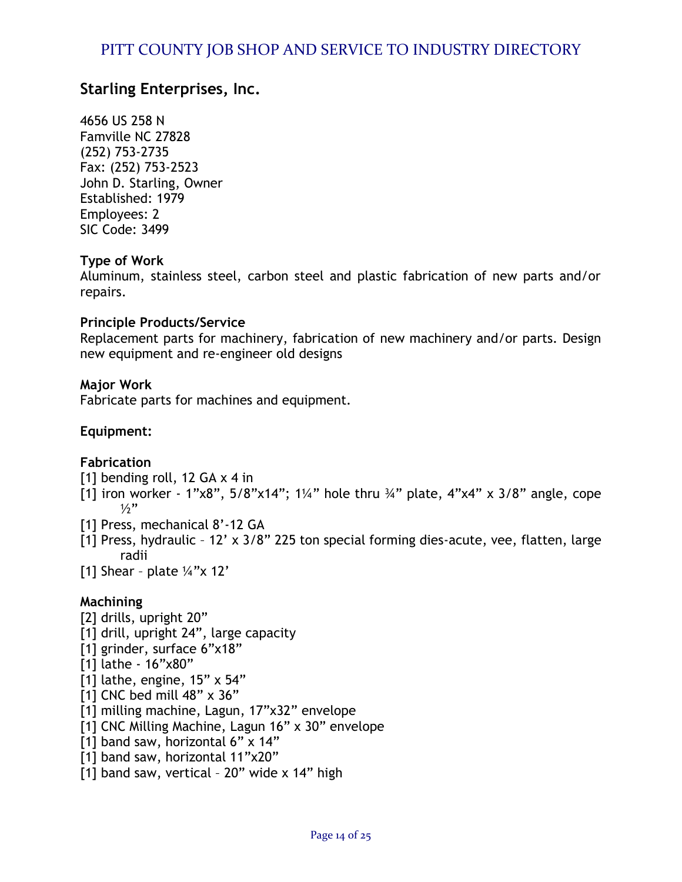## Starling Enterprises, Inc.

4656 US 258 N
Famville NC 27828
(252) 753-2735
Fax: (252) 753-2523
John D. Starling, Owner
Established: 1979
Employees: 2
SIC Code: 3499

**Type of Work**
Aluminum, stainless steel, carbon steel and plastic fabrication of new parts and/or repairs.

**Principle Products/Service**
Replacement parts for machinery, fabrication of new machinery and/or parts. Design new equipment and re-engineer old designs

**Major Work**
Fabricate parts for machines and equipment.

**Equipment:**

**Fabrication**
[1] bending roll, 12 GA x 4 in
[1] iron worker - 1”x8”, 5/8”x14”; 1¼” hole thru ¾” plate, 4”x4” x 3/8” angle, cope ½”
[1] Press, mechanical 8’-12 GA
[1] Press, hydraulic – 12’ x 3/8” 225 ton special forming dies-acute, vee, flatten, large radii
[1] Shear – plate ¼”x 12’

**Machining**
[2] drills, upright 20”
[1] drill, upright 24”, large capacity
[1] grinder, surface 6”x18”
[1] lathe - 16”x80”
[1] lathe, engine, 15” x 54”
[1] CNC bed mill 48” x 36”
[1] milling machine, Lagun, 17”x32” envelope
[1] CNC Milling Machine, Lagun 16” x 30” envelope
[1] band saw, horizontal 6” x 14”
[1] band saw, horizontal 11”x20”
[1] band saw, vertical – 20” wide x 14” high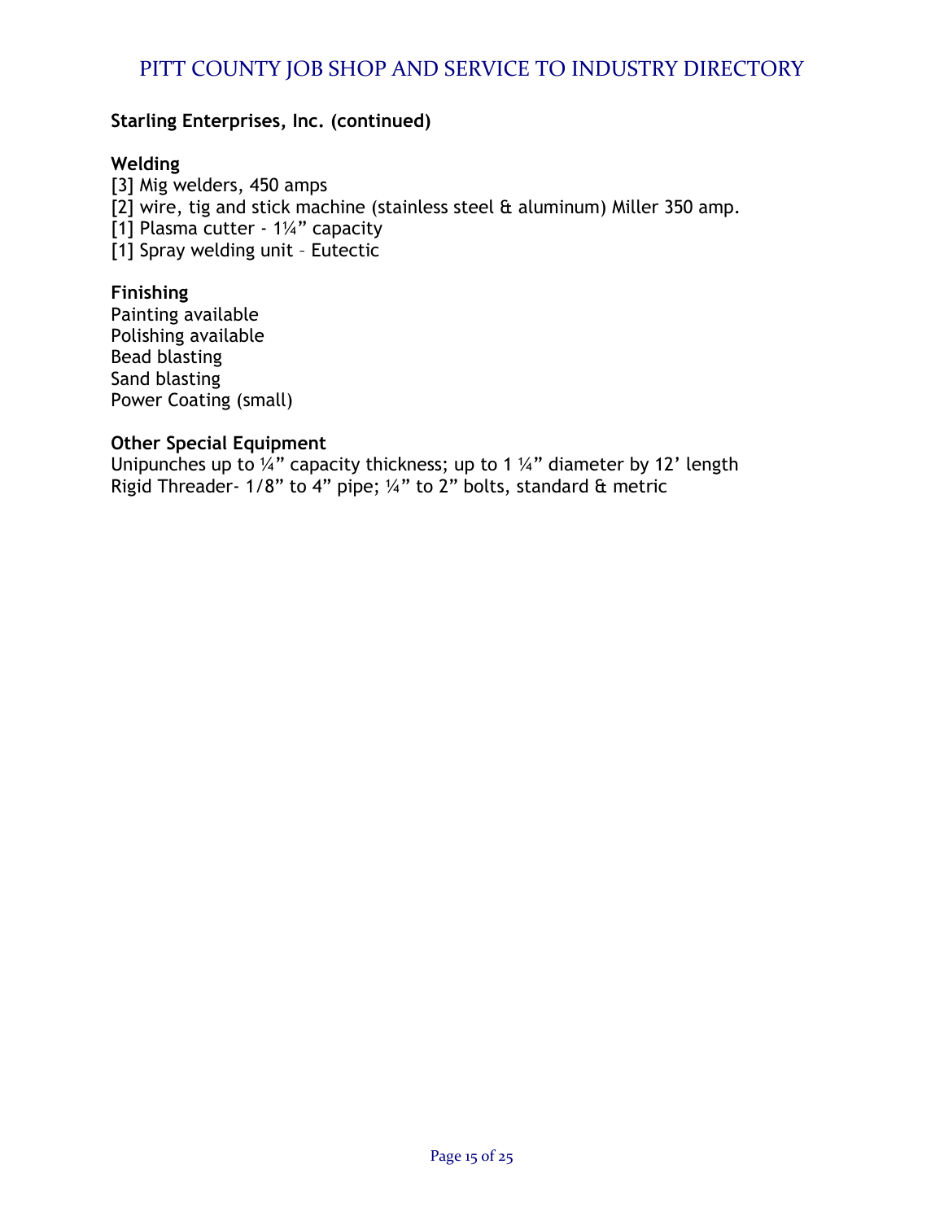**Starling Enterprises, Inc. (continued)**

**Welding**

[3] Mig welders, 450 amps
[2] wire, tig and stick machine (stainless steel & aluminum) Miller 350 amp.
[1] Plasma cutter - 1¼" capacity
[1] Spray welding unit – Eutectic

**Finishing**

Painting available
Polishing available
Bead blasting
Sand blasting
Power Coating (small)

**Other Special Equipment**

Unipunches up to ¼" capacity thickness; up to 1 ¼" diameter by 12' length
Rigid Threader- 1/8" to 4" pipe; ¼" to 2" bolts, standard & metric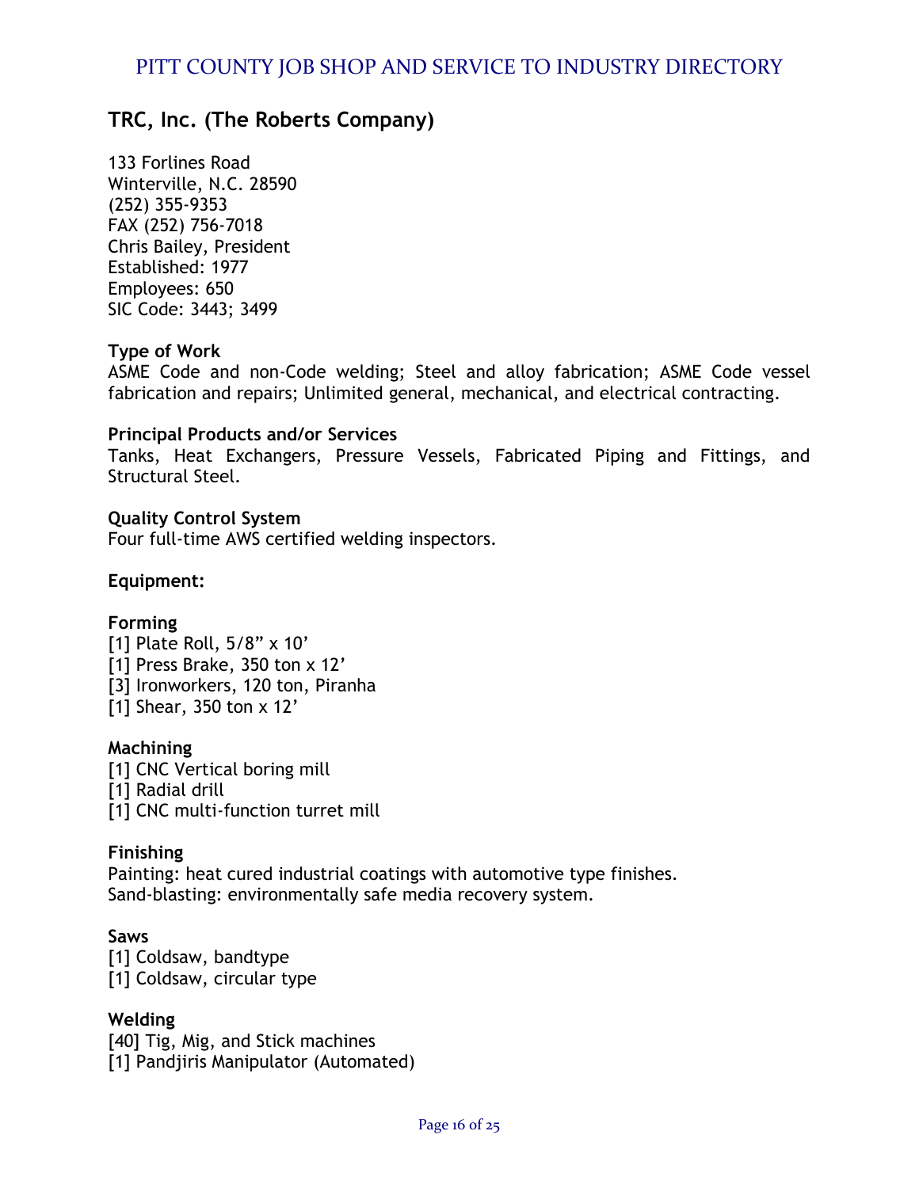## TRC, Inc. (The Roberts Company)

133 Forlines Road
Winterville, N.C. 28590
(252) 355-9353
FAX (252) 756-7018
Chris Bailey, President
Established: 1977
Employees: 650
SIC Code: 3443; 3499

**Type of Work**
ASME Code and non-Code welding; Steel and alloy fabrication; ASME Code vessel fabrication and repairs; Unlimited general, mechanical, and electrical contracting.

**Principal Products and/or Services**
Tanks, Heat Exchangers, Pressure Vessels, Fabricated Piping and Fittings, and Structural Steel.

**Quality Control System**
Four full-time AWS certified welding inspectors.

**Equipment:**

**Forming**
[1] Plate Roll, 5/8” x 10’
[1] Press Brake, 350 ton x 12’
[3] Ironworkers, 120 ton, Piranha
[1] Shear, 350 ton x 12’

**Machining**
[1] CNC Vertical boring mill
[1] Radial drill
[1] CNC multi-function turret mill

**Finishing**
Painting: heat cured industrial coatings with automotive type finishes.
Sand-blasting: environmentally safe media recovery system.

**Saws**
[1] Coldsaw, bandtype
[1] Coldsaw, circular type

**Welding**
[40] Tig, Mig, and Stick machines
[1] Pandjiris Manipulator (Automated)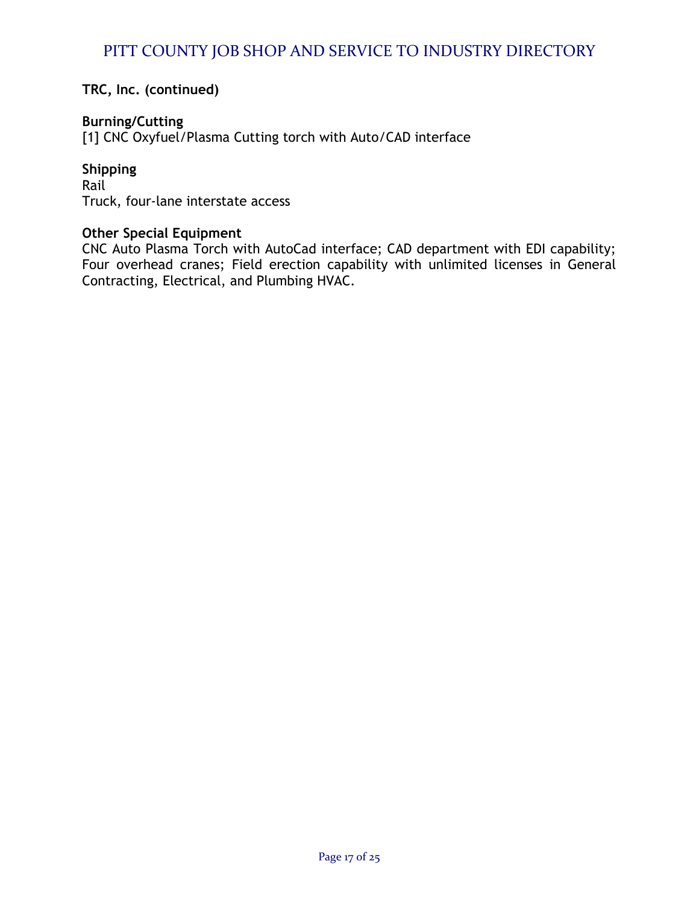**TRC, Inc. (continued)**

**Burning/Cutting**
[1] CNC Oxyfuel/Plasma Cutting torch with Auto/CAD interface

**Shipping**
Rail
Truck, four-lane interstate access

**Other Special Equipment**
CNC Auto Plasma Torch with AutoCad interface; CAD department with EDI capability; Four overhead cranes; Field erection capability with unlimited licenses in General Contracting, Electrical, and Plumbing HVAC.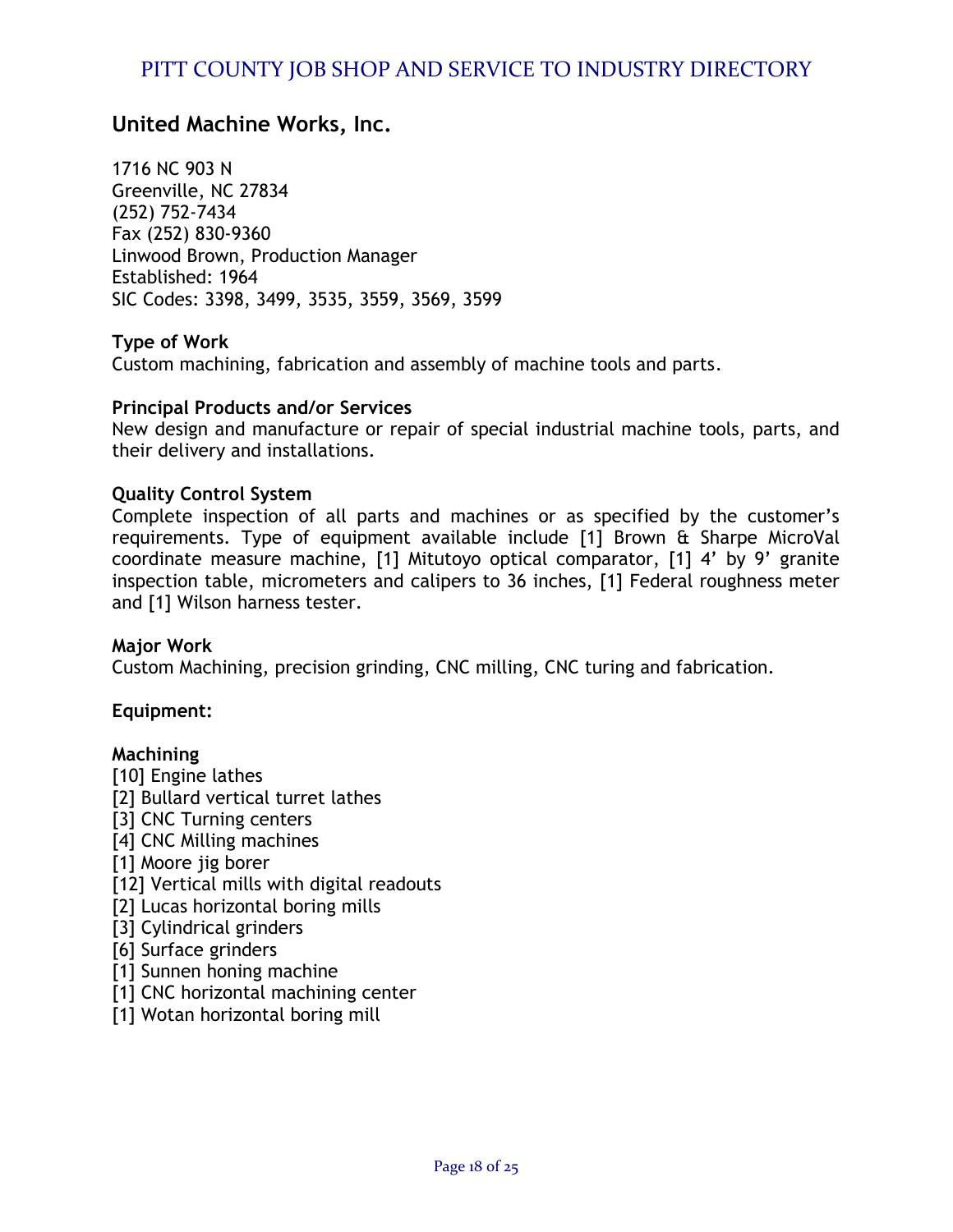## United Machine Works, Inc.

1716 NC 903 N
Greenville, NC 27834
(252) 752-7434
Fax (252) 830-9360
Linwood Brown, Production Manager
Established: 1964
SIC Codes: 3398, 3499, 3535, 3559, 3569, 3599

**Type of Work**
Custom machining, fabrication and assembly of machine tools and parts.

**Principal Products and/or Services**
New design and manufacture or repair of special industrial machine tools, parts, and their delivery and installations.

**Quality Control System**
Complete inspection of all parts and machines or as specified by the customer's requirements. Type of equipment available include [1] Brown & Sharpe MicroVal coordinate measure machine, [1] Mitutoyo optical comparator, [1] 4' by 9' granite inspection table, micrometers and calipers to 36 inches, [1] Federal roughness meter and [1] Wilson harness tester.

**Major Work**
Custom Machining, precision grinding, CNC milling, CNC turing and fabrication.

**Equipment:**

**Machining**
[10] Engine lathes
[2] Bullard vertical turret lathes
[3] CNC Turning centers
[4] CNC Milling machines
[1] Moore jig borer
[12] Vertical mills with digital readouts
[2] Lucas horizontal boring mills
[3] Cylindrical grinders
[6] Surface grinders
[1] Sunnen honing machine
[1] CNC horizontal machining center
[1] Wotan horizontal boring mill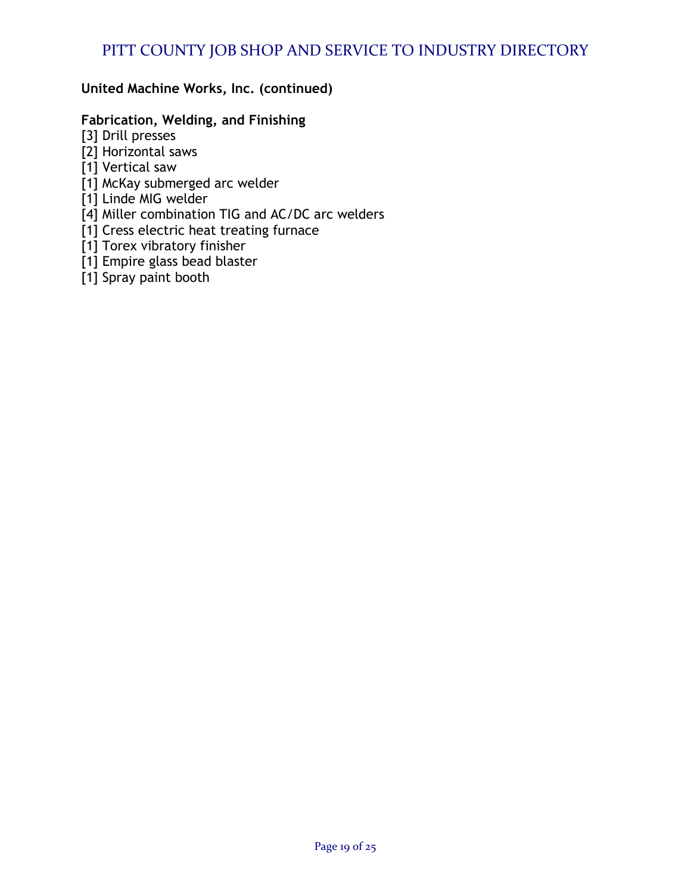**United Machine Works, Inc. (continued)**

**Fabrication, Welding, and Finishing**

[3] Drill presses
[2] Horizontal saws
[1] Vertical saw
[1] McKay submerged arc welder
[1] Linde MIG welder
[4] Miller combination TIG and AC/DC arc welders
[1] Cress electric heat treating furnace
[1] Torex vibratory finisher
[1] Empire glass bead blaster
[1] Spray paint booth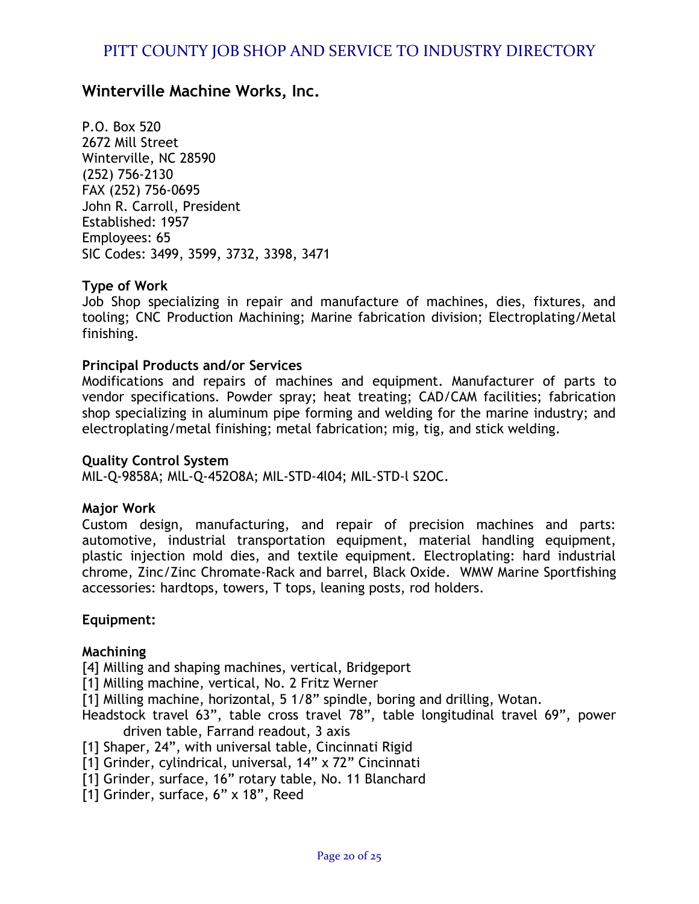## Winterville Machine Works, Inc.

P.O. Box 520
2672 Mill Street
Winterville, NC 28590
(252) 756-2130
FAX (252) 756-0695
John R. Carroll, President
Established: 1957
Employees: 65
SIC Codes: 3499, 3599, 3732, 3398, 3471

**Type of Work**
Job Shop specializing in repair and manufacture of machines, dies, fixtures, and tooling; CNC Production Machining; Marine fabrication division; Electroplating/Metal finishing.

**Principal Products and/or Services**
Modifications and repairs of machines and equipment. Manufacturer of parts to vendor specifications. Powder spray; heat treating; CAD/CAM facilities; fabrication shop specializing in aluminum pipe forming and welding for the marine industry; and electroplating/metal finishing; metal fabrication; mig, tig, and stick welding.

**Quality Control System**
MIL-Q-9858A; MlL-Q-452O8A; MIL-STD-4l04; MIL-STD-l S2OC.

**Major Work**
Custom design, manufacturing, and repair of precision machines and parts: automotive, industrial transportation equipment, material handling equipment, plastic injection mold dies, and textile equipment. Electroplating: hard industrial chrome, Zinc/Zinc Chromate-Rack and barrel, Black Oxide. WMW Marine Sportfishing accessories: hardtops, towers, T tops, leaning posts, rod holders.

**Equipment:**

**Machining**
[4] Milling and shaping machines, vertical, Bridgeport
[1] Milling machine, vertical, No. 2 Fritz Werner
[1] Milling machine, horizontal, 5 1/8" spindle, boring and drilling, Wotan.
Headstock travel 63", table cross travel 78", table longitudinal travel 69", power driven table, Farrand readout, 3 axis
[1] Shaper, 24", with universal table, Cincinnati Rigid
[1] Grinder, cylindrical, universal, 14" x 72" Cincinnati
[1] Grinder, surface, 16" rotary table, No. 11 Blanchard
[1] Grinder, surface, 6" x 18", Reed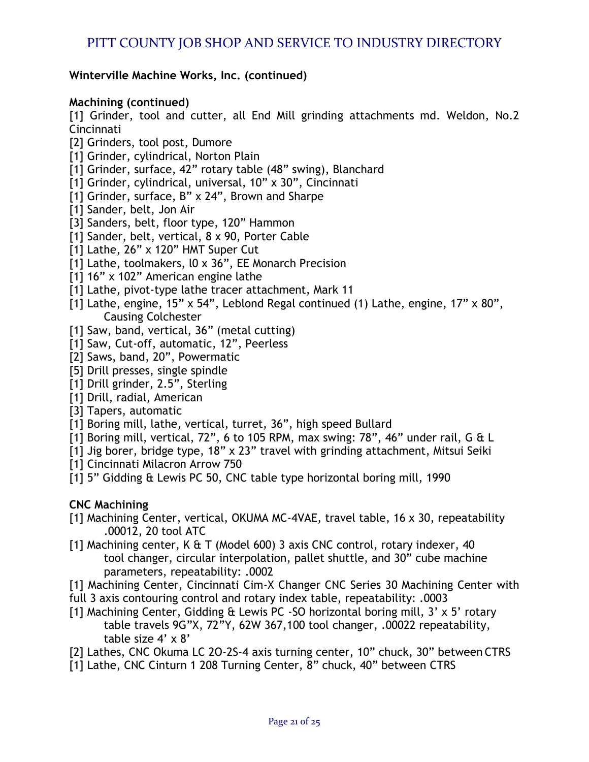**Winterville Machine Works, Inc. (continued)**

**Machining (continued)**

[1] Grinder, tool and cutter, all End Mill grinding attachments md. Weldon, No.2 Cincinnati
[2] Grinders, tool post, Dumore
[1] Grinder, cylindrical, Norton Plain
[1] Grinder, surface, 42" rotary table (48" swing), Blanchard
[1] Grinder, cylindrical, universal, 10" x 30", Cincinnati
[1] Grinder, surface, B" x 24", Brown and Sharpe
[1] Sander, belt, Jon Air
[3] Sanders, belt, floor type, 120" Hammon
[1] Sander, belt, vertical, 8 x 90, Porter Cable
[1] Lathe, 26" x 120" HMT Super Cut
[1] Lathe, toolmakers, l0 x 36", EE Monarch Precision
[1] 16" x 102" American engine lathe
[1] Lathe, pivot-type lathe tracer attachment, Mark 11
[1] Lathe, engine, 15" x 54", Leblond Regal continued (1) Lathe, engine, 17" x 80", Causing Colchester
[1] Saw, band, vertical, 36" (metal cutting)
[1] Saw, Cut-off, automatic, 12", Peerless
[2] Saws, band, 20", Powermatic
[5] Drill presses, single spindle
[1] Drill grinder, 2.5", Sterling
[1] Drill, radial, American
[3] Tapers, automatic
[1] Boring mill, lathe, vertical, turret, 36", high speed Bullard
[1] Boring mill, vertical, 72", 6 to 105 RPM, max swing: 78", 46" under rail, G & L
[1] Jig borer, bridge type, 18" x 23" travel with grinding attachment, Mitsui Seiki
[1] Cincinnati Milacron Arrow 750
[1] 5" Gidding & Lewis PC 50, CNC table type horizontal boring mill, 1990

**CNC Machining**

[1] Machining Center, vertical, OKUMA MC-4VAE, travel table, 16 x 30, repeatability .00012, 20 tool ATC
[1] Machining center, K & T (Model 600) 3 axis CNC control, rotary indexer, 40 tool changer, circular interpolation, pallet shuttle, and 30" cube machine parameters, repeatability: .0002
[1] Machining Center, Cincinnati Cim-X Changer CNC Series 30 Machining Center with full 3 axis contouring control and rotary index table, repeatability: .0003
[1] Machining Center, Gidding & Lewis PC -SO horizontal boring mill, 3' x 5' rotary table travels 9G"X, 72"Y, 62W 367,100 tool changer, .00022 repeatability, table size 4' x 8'
[2] Lathes, CNC Okuma LC 2O-2S-4 axis turning center, 10" chuck, 30" between CTRS
[1] Lathe, CNC Cinturn 1 208 Turning Center, 8" chuck, 40" between CTRS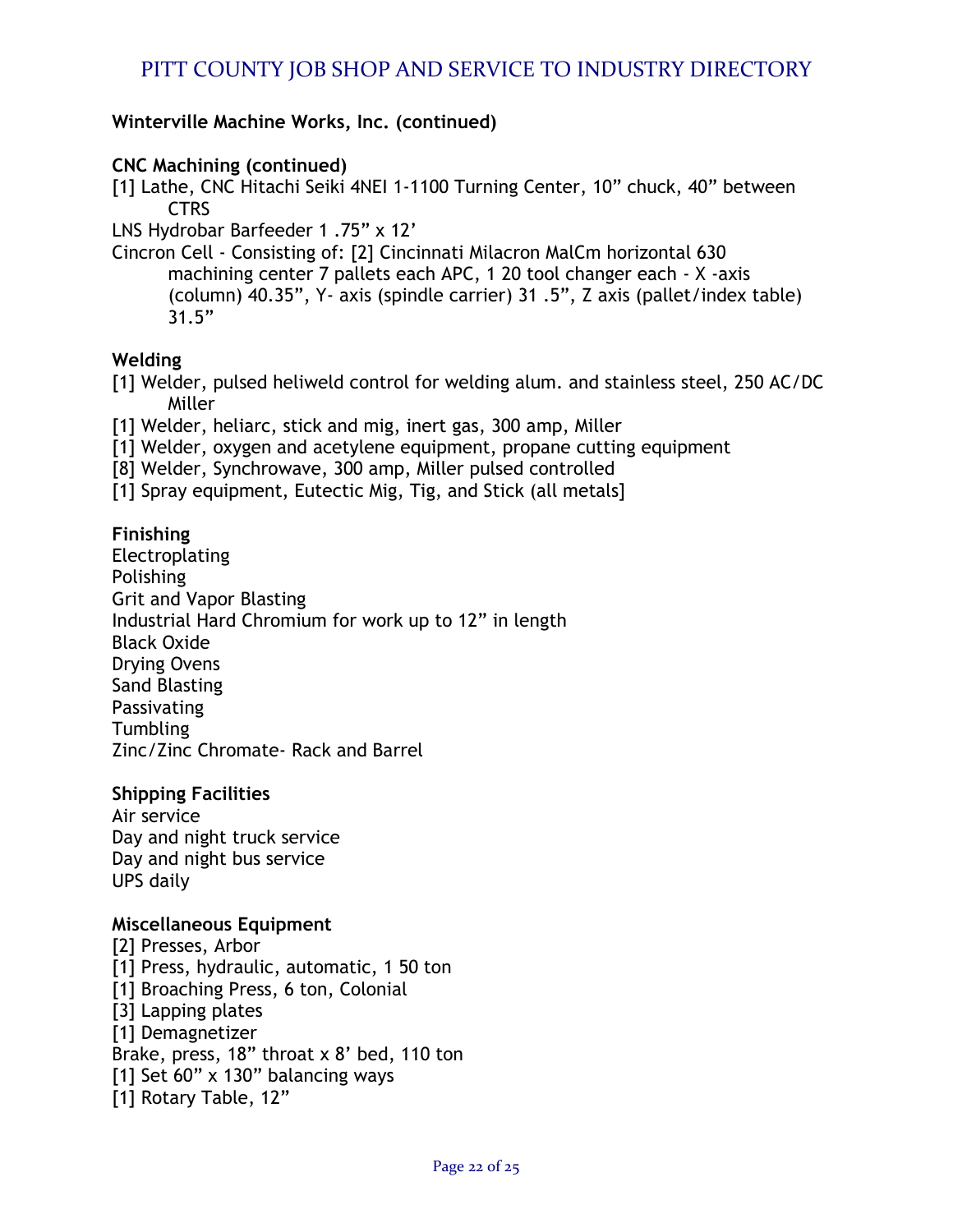**Winterville Machine Works, Inc. (continued)**

**CNC Machining (continued)**

[1] Lathe, CNC Hitachi Seiki 4NEI 1-1100 Turning Center, 10" chuck, 40" between CTRS

LNS Hydrobar Barfeeder 1 .75" x 12'

Cincron Cell - Consisting of: [2] Cincinnati Milacron MalCm horizontal 630 machining center 7 pallets each APC, 1 20 tool changer each - X -axis (column) 40.35", Y- axis (spindle carrier) 31 .5", Z axis (pallet/index table) 31.5"

**Welding**

[1] Welder, pulsed heliweld control for welding alum. and stainless steel, 250 AC/DC Miller

[1] Welder, heliarc, stick and mig, inert gas, 300 amp, Miller

[1] Welder, oxygen and acetylene equipment, propane cutting equipment

[8] Welder, Synchrowave, 300 amp, Miller pulsed controlled

[1] Spray equipment, Eutectic Mig, Tig, and Stick (all metals]

**Finishing**

Electroplating
Polishing
Grit and Vapor Blasting
Industrial Hard Chromium for work up to 12" in length
Black Oxide
Drying Ovens
Sand Blasting
Passivating
Tumbling
Zinc/Zinc Chromate- Rack and Barrel

**Shipping Facilities**

Air service
Day and night truck service
Day and night bus service
UPS daily

**Miscellaneous Equipment**

[2] Presses, Arbor

[1] Press, hydraulic, automatic, 1 50 ton

[1] Broaching Press, 6 ton, Colonial

[3] Lapping plates

[1] Demagnetizer

Brake, press, 18" throat x 8' bed, 110 ton

[1] Set 60" x 130" balancing ways

[1] Rotary Table, 12"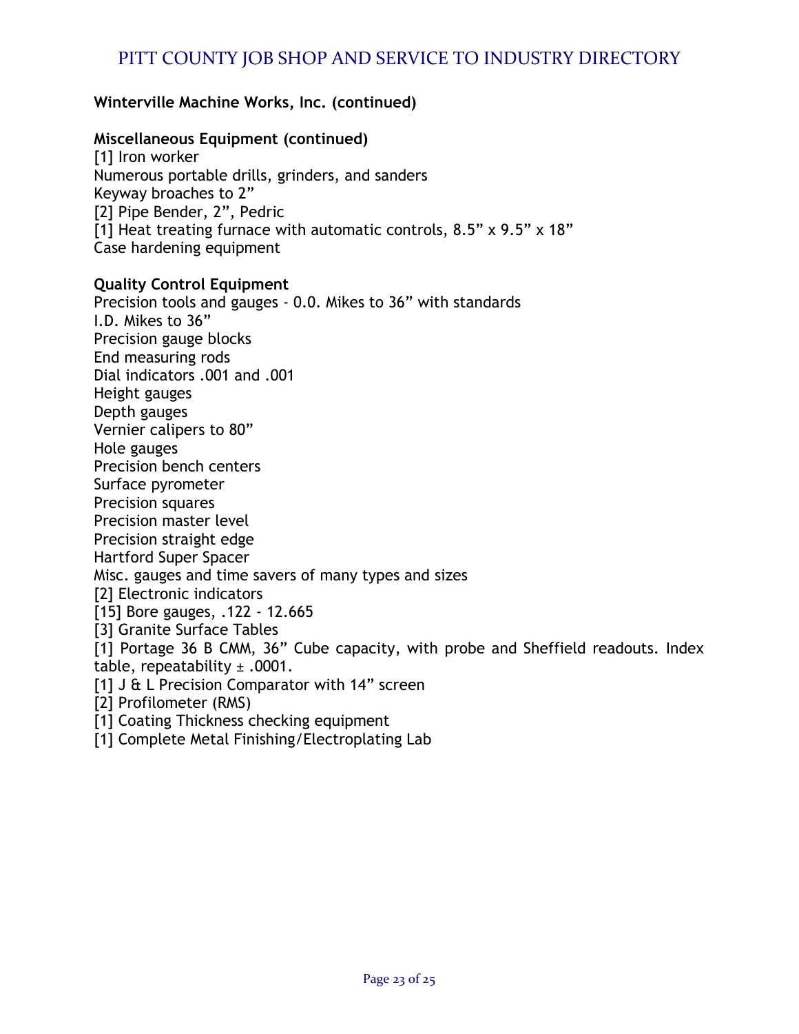**Winterville Machine Works, Inc. (continued)**

**Miscellaneous Equipment (continued)**

[1] Iron worker
Numerous portable drills, grinders, and sanders
Keyway broaches to 2"
[2] Pipe Bender, 2", Pedric
[1] Heat treating furnace with automatic controls, 8.5" x 9.5" x 18"
Case hardening equipment

**Quality Control Equipment**

Precision tools and gauges - 0.0. Mikes to 36" with standards
I.D. Mikes to 36"
Precision gauge blocks
End measuring rods
Dial indicators .001 and .001
Height gauges
Depth gauges
Vernier calipers to 80"
Hole gauges
Precision bench centers
Surface pyrometer
Precision squares
Precision master level
Precision straight edge
Hartford Super Spacer
Misc. gauges and time savers of many types and sizes
[2] Electronic indicators
[15] Bore gauges, .122 - 12.665
[3] Granite Surface Tables
[1] Portage 36 B CMM, 36" Cube capacity, with probe and Sheffield readouts. Index table, repeatability ± .0001.
[1] J & L Precision Comparator with 14" screen
[2] Profilometer (RMS)
[1] Coating Thickness checking equipment
[1] Complete Metal Finishing/Electroplating Lab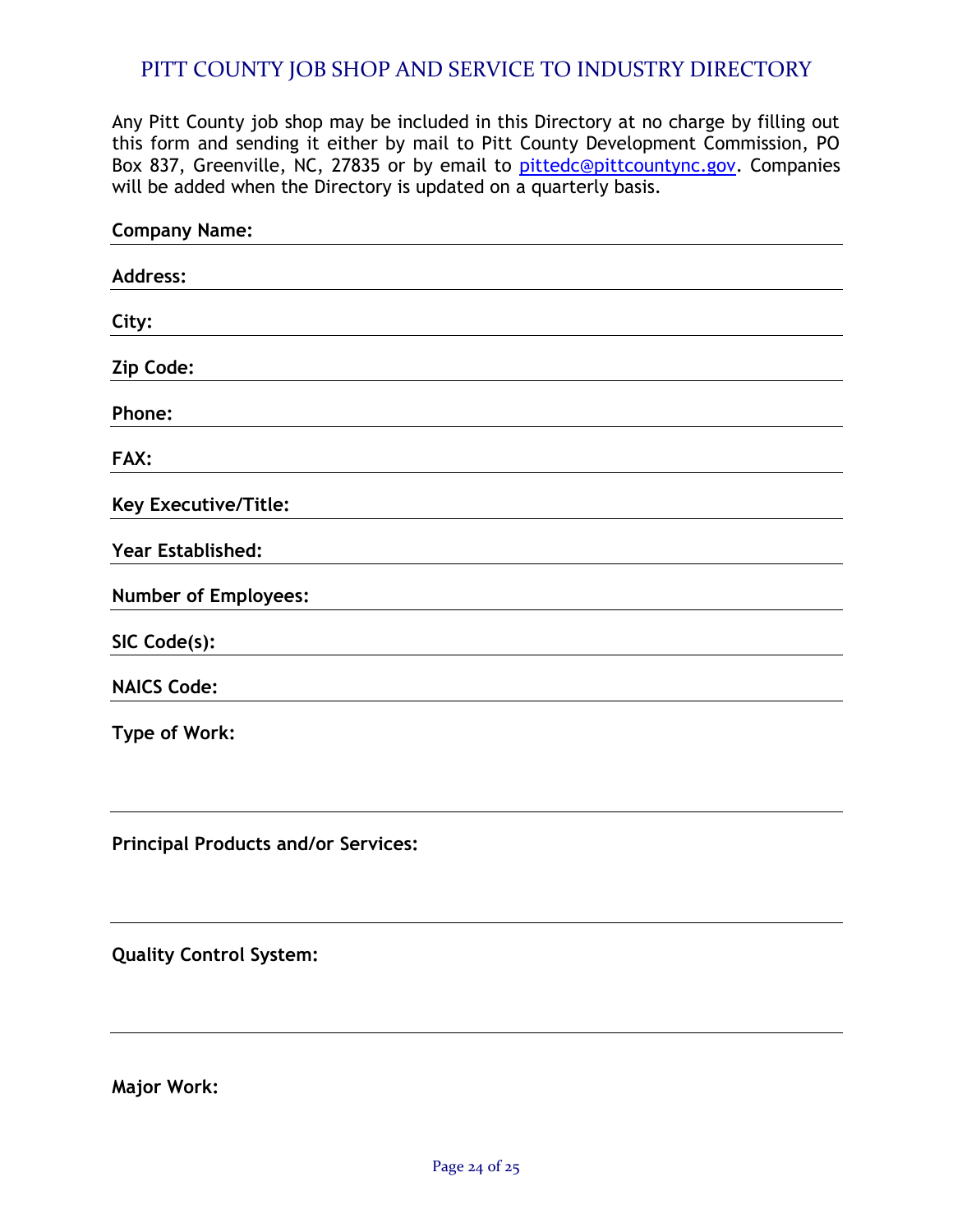# PITT COUNTY JOB SHOP AND SERVICE TO INDUSTRY DIRECTORY

Any Pitt County job shop may be included in this Directory at no charge by filling out this form and sending it either by mail to Pitt County Development Commission, PO Box 837, Greenville, NC, 27835 or by email to pittedc@pittcountync.gov. Companies will be added when the Directory is updated on a quarterly basis.

**Company Name:** ______________________________

**Address:** ______________________________

**City:** ______________________________

**Zip Code:** ______________________________

**Phone:** ______________________________

**FAX:** ______________________________

**Key Executive/Title:** ______________________________

**Year Established:** ______________________________

**Number of Employees:** ______________________________

**SIC Code(s):** ______________________________

**NAICS Code:** ______________________________

**Type of Work:**

______________________________

**Principal Products and/or Services:**

______________________________

**Quality Control System:**

______________________________

**Major Work:**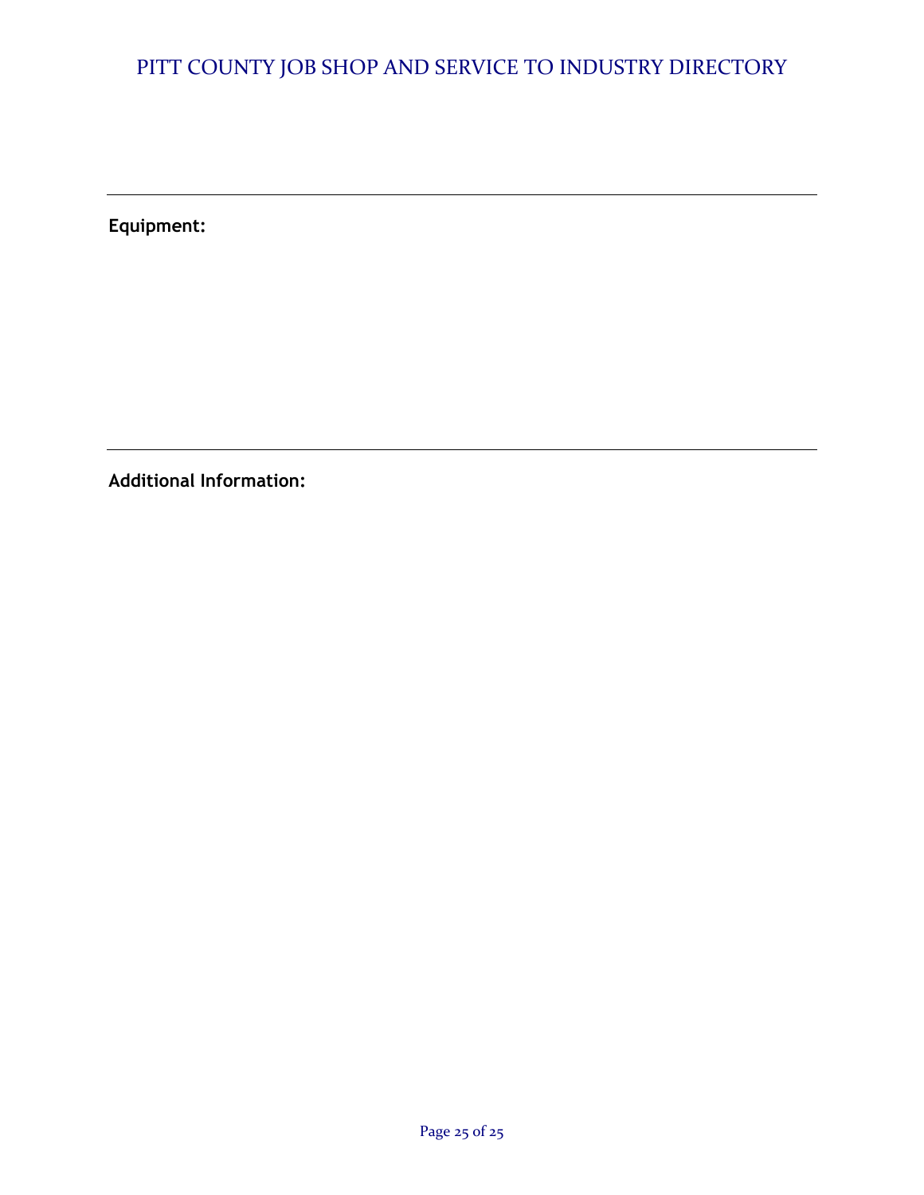---

**Equipment:**

---

**Additional Information:**